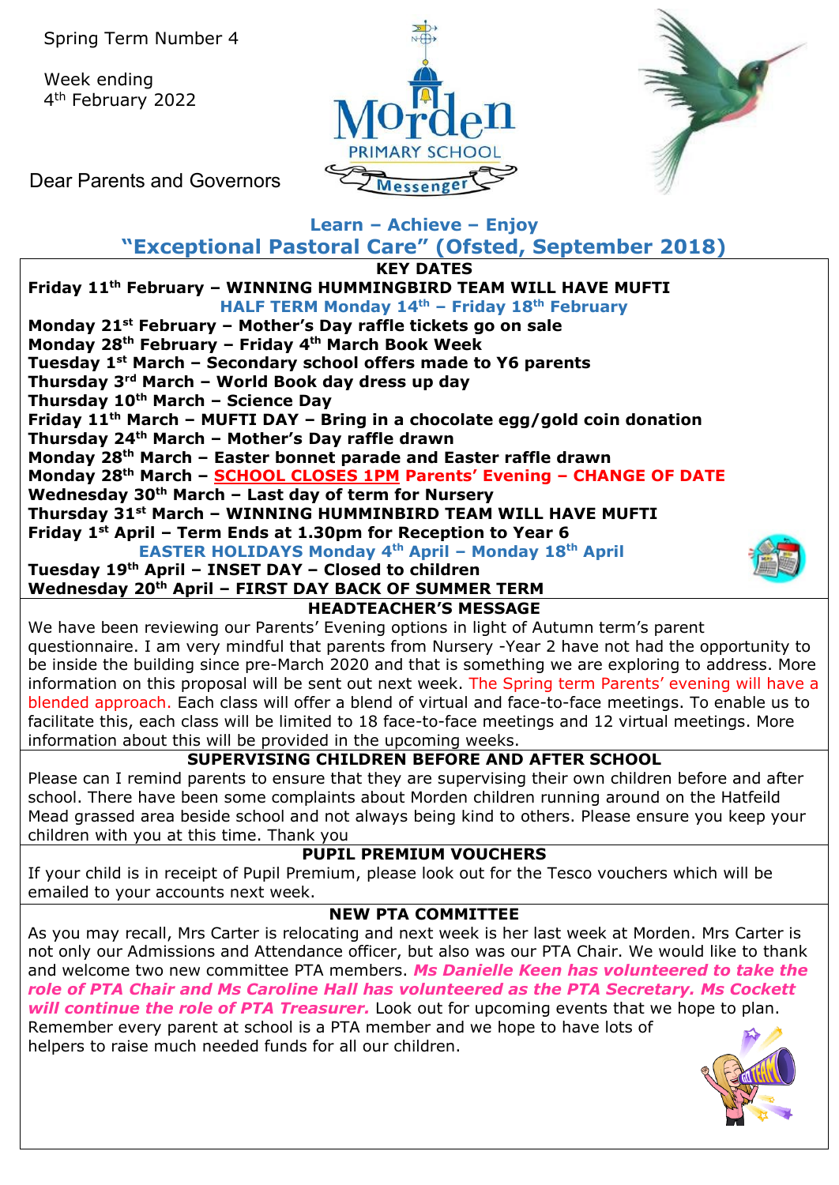Spring Term Number 4

Week ending
4th February 2022

Morden PRIMARY SCHOOL Messenger

Dear Parents and Governors

**Learn – Achieve – Enjoy**

## "Exceptional Pastoral Care" (Ofsted, September 2018)

### KEY DATES

**Friday 11th February – WINNING HUMMINGBIRD TEAM WILL HAVE MUFTI**

**HALF TERM Monday 14th – Friday 18th February**

**Monday 21st February – Mother's Day raffle tickets go on sale**
**Monday 28th February – Friday 4th March Book Week**
**Tuesday 1st March – Secondary school offers made to Y6 parents**
**Thursday 3rd March – World Book day dress up day**
**Thursday 10th March – Science Day**
**Friday 11th March – MUFTI DAY – Bring in a chocolate egg/gold coin donation**
**Thursday 24th March – Mother's Day raffle drawn**
**Monday 28th March – Easter bonnet parade and Easter raffle drawn**
**Monday 28th March – SCHOOL CLOSES 1PM Parents' Evening – CHANGE OF DATE**
**Wednesday 30th March – Last day of term for Nursery**
**Thursday 31st March – WINNING HUMMINBIRD TEAM WILL HAVE MUFTI**
**Friday 1st April – Term Ends at 1.30pm for Reception to Year 6**

**EASTER HOLIDAYS Monday 4th April – Monday 18th April**

**Tuesday 19th April – INSET DAY – Closed to children**
**Wednesday 20th April – FIRST DAY BACK OF SUMMER TERM**

### HEADTEACHER'S MESSAGE

We have been reviewing our Parents' Evening options in light of Autumn term's parent questionnaire. I am very mindful that parents from Nursery -Year 2 have not had the opportunity to be inside the building since pre-March 2020 and that is something we are exploring to address. More information on this proposal will be sent out next week. The Spring term Parents' evening will have a blended approach. Each class will offer a blend of virtual and face-to-face meetings. To enable us to facilitate this, each class will be limited to 18 face-to-face meetings and 12 virtual meetings. More information about this will be provided in the upcoming weeks.

### SUPERVISING CHILDREN BEFORE AND AFTER SCHOOL

Please can I remind parents to ensure that they are supervising their own children before and after school. There have been some complaints about Morden children running around on the Hatfeild Mead grassed area beside school and not always being kind to others. Please ensure you keep your children with you at this time. Thank you

### PUPIL PREMIUM VOUCHERS

If your child is in receipt of Pupil Premium, please look out for the Tesco vouchers which will be emailed to your accounts next week.

### NEW PTA COMMITTEE

As you may recall, Mrs Carter is relocating and next week is her last week at Morden. Mrs Carter is not only our Admissions and Attendance officer, but also was our PTA Chair. We would like to thank and welcome two new committee PTA members. ***Ms Danielle Keen has volunteered to take the role of PTA Chair and Ms Caroline Hall has volunteered as the PTA Secretary. Ms Cockett will continue the role of PTA Treasurer.*** Look out for upcoming events that we hope to plan. Remember every parent at school is a PTA member and we hope to have lots of helpers to raise much needed funds for all our children.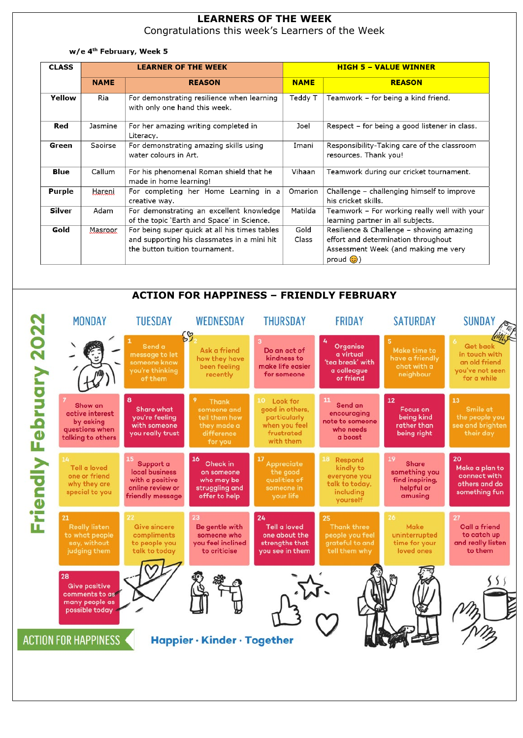# LEARNERS OF THE WEEK

Congratulations this week's Learners of the Week

**w/e 4th February, Week 5**

| CLASS | LEARNER OF THE WEEK | | HIGH 5 – VALUE WINNER | |
|---|---|---|---|---|
| | **NAME** | **REASON** | **NAME** | **REASON** |
| **Yellow** | Ria | For demonstrating resilience when learning with only one hand this week. | Teddy T | Teamwork – for being a kind friend. |
| **Red** | Jasmine | For her amazing writing completed in Literacy. | Joel | Respect – for being a good listener in class. |
| **Green** | Saoirse | For demonstrating amazing skills using water colours in Art. | Imani | Responsibility-Taking care of the classroom resources. Thank you! |
| **Blue** | Callum | For his phenomenal Roman shield that he made in home learning! | Vihaan | Teamwork during our cricket tournament. |
| **Purple** | Hareni | For completing her Home Learning in a creative way. | Omarion | Challenge – challenging himself to improve his cricket skills. |
| **Silver** | Adam | For demonstrating an excellent knowledge of the topic 'Earth and Space' in Science. | Matilda | Teamwork – For working really well with your learning partner in all subjects. |
| **Gold** | Masroor | For being super quick at all his times tables and supporting his classmates in a mini hit the button tuition tournament. | Gold Class | Resilience & Challenge – showing amazing effort and determination throughout Assessment Week (and making me very proud 😊) |

## ACTION FOR HAPPINESS – FRIENDLY FEBRUARY

**Friendly February 2022**

| MONDAY | TUESDAY | WEDNESDAY | THURSDAY | FRIDAY | SATURDAY | SUNDAY |
|---|---|---|---|---|---|---|
| | 1 Send a message to let someone know you're thinking of them | 2 Ask a friend how they have been feeling recently | 3 Do an act of kindness to make life easier for someone | 4 Organise a virtual 'tea break' with a colleague or friend | 5 Make time to have a friendly chat with a neighbour | 6 Get back in touch with an old friend you've not seen for a while |
| 7 Show an active interest by asking questions when talking to others | 8 Share what you're feeling with someone you really trust | 9 Thank someone and tell them how they made a difference for you | 10 Look for good in others, particularly when you feel frustrated with them | 11 Send an encouraging note to someone who needs a boost | 12 Focus on being kind rather than being right | 13 Smile at the people you see and brighten their day |
| 14 Tell a loved one or friend why they are special to you | 15 Support a local business with a positive online review or friendly message | 16 Check in on someone who may be struggling and offer to help | 17 Appreciate the good qualities of someone in your life | 18 Respond kindly to everyone you talk to today, including yourself | 19 Share something you find inspiring, helpful or amusing | 20 Make a plan to connect with others and do something fun |
| 21 Really listen to what people say, without judging them | 22 Give sincere compliments to people you talk to today | 23 Be gentle with someone who you feel inclined to criticise | 24 Tell a loved one about the strengths that you see in them | 25 Thank three people you feel grateful to and tell them why | 26 Make uninterrupted time for your loved ones | 27 Call a friend to catch up and really listen to them |
| 28 Give positive comments to as many people as possible today | | | | | | |

ACTION FOR HAPPINESS

**Happier · Kinder · Together**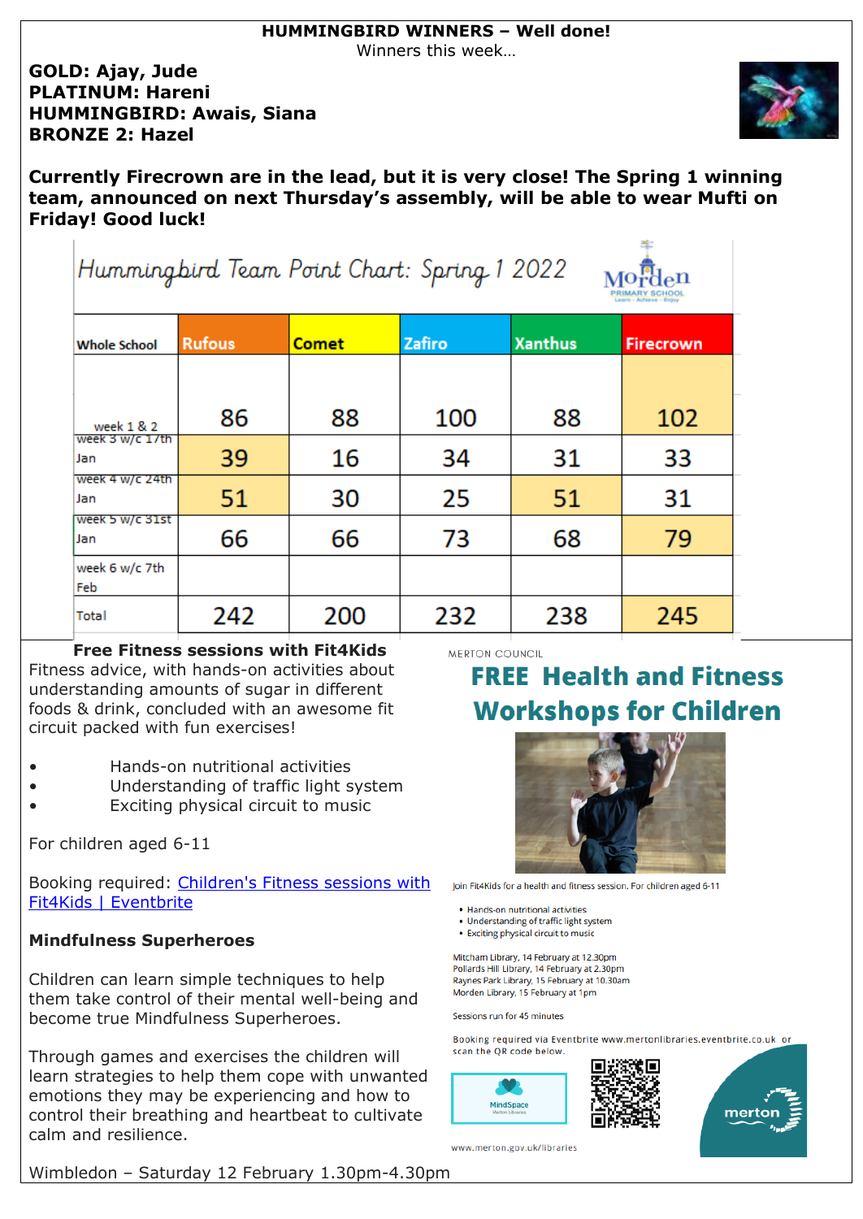**HUMMINGBIRD WINNERS – Well done!**

Winners this week…

**GOLD: Ajay, Jude**
**PLATINUM: Hareni**
**HUMMINGBIRD: Awais, Siana**
**BRONZE 2: Hazel**

**Currently Firecrown are in the lead, but it is very close! The Spring 1 winning team, announced on next Thursday's assembly, will be able to wear Mufti on Friday! Good luck!**

## Hummingbird Team Point Chart: Spring 1 2022

Morden Primary School

| Whole School | Rufous | Comet | Zafiro | Xanthus | Firecrown |
|---|---|---|---|---|---|
| week 1 & 2 | 86 | 88 | 100 | 88 | 102 |
| week 3 w/c 17th Jan | 39 | 16 | 34 | 31 | 33 |
| week 4 w/c 24th Jan | 51 | 30 | 25 | 51 | 31 |
| week 5 w/c 31st Jan | 66 | 66 | 73 | 68 | 79 |
| week 6 w/c 7th Feb | | | | | |
| Total | 242 | 200 | 232 | 238 | 245 |

**Free Fitness sessions with Fit4Kids**

Fitness advice, with hands-on activities about understanding amounts of sugar in different foods & drink, concluded with an awesome fit circuit packed with fun exercises!

- Hands-on nutritional activities
- Understanding of traffic light system
- Exciting physical circuit to music

For children aged 6-11

Booking required: [Children's Fitness sessions with Fit4Kids | Eventbrite]

**Mindfulness Superheroes**

Children can learn simple techniques to help them take control of their mental well-being and become true Mindfulness Superheroes.

Through games and exercises the children will learn strategies to help them cope with unwanted emotions they may be experiencing and how to control their breathing and heartbeat to cultivate calm and resilience.

Wimbledon – Saturday 12 February 1.30pm-4.30pm

MERTON COUNCIL

## FREE Health and Fitness Workshops for Children

Join Fit4Kids for a health and fitness session. For children aged 6-11

- Hands-on nutritional activities
- Understanding of traffic light system
- Exciting physical circuit to music

Mitcham Library, 14 February at 12.30pm
Pollards Hill Library, 14 February at 2.30pm
Raynes Park Library, 15 February at 10.30am
Morden Library, 15 February at 1pm

Sessions run for 45 minutes

Booking required via Eventbrite www.mertonlibraries.eventbrite.co.uk or scan the QR code below.

MindSpace Merton Libraries

merton

www.merton.gov.uk/libraries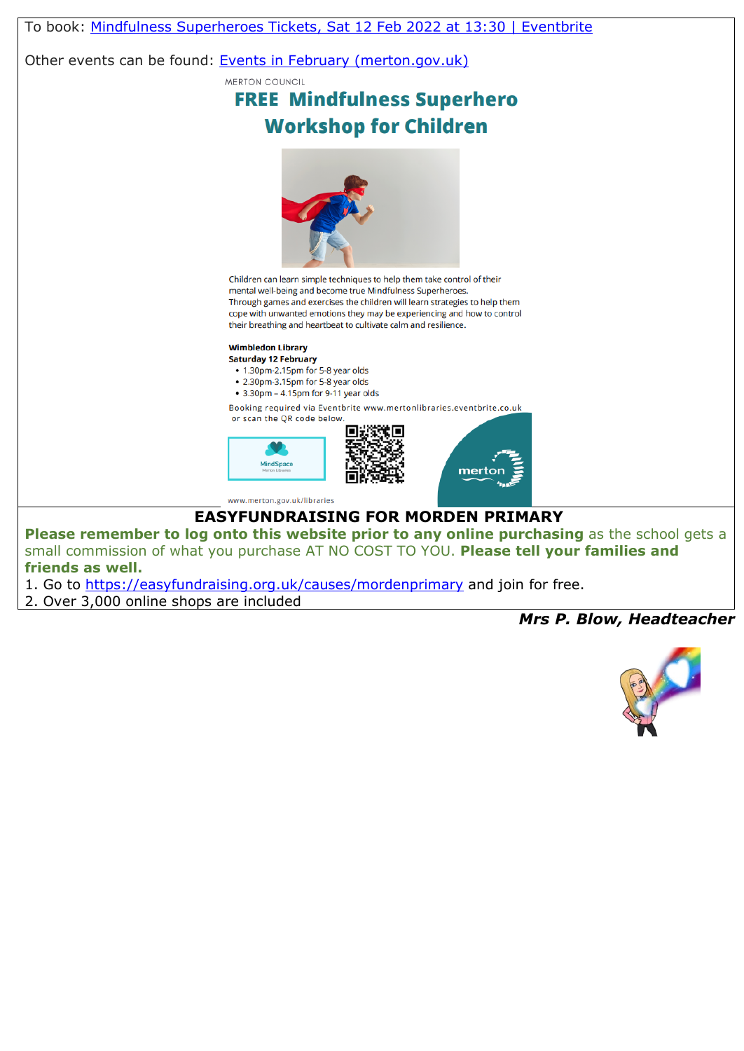To book: [Mindfulness Superheroes Tickets, Sat 12 Feb 2022 at 13:30 | Eventbrite]

Other events can be found: [Events in February (merton.gov.uk)]

MERTON COUNCIL

## FREE Mindfulness Superhero Workshop for Children

Children can learn simple techniques to help them take control of their mental well-being and become true Mindfulness Superheroes. Through games and exercises the children will learn strategies to help them cope with unwanted emotions they may be experiencing and how to control their breathing and heartbeat to cultivate calm and resilience.

**Wimbledon Library**
**Saturday 12 February**

- 1.30pm-2.15pm for 5-8 year olds
- 2.30pm-3.15pm for 5-8 year olds
- 3.30pm – 4.15pm for 9-11 year olds

Booking required via Eventbrite www.mertonlibraries.eventbrite.co.uk or scan the QR code below.

MindSpace Merton Libraries

merton

www.merton.gov.uk/libraries

## EASYFUNDRAISING FOR MORDEN PRIMARY

**Please remember to log onto this website prior to any online purchasing** as the school gets a small commission of what you purchase AT NO COST TO YOU. **Please tell your families and friends as well.**

1. Go to https://easyfundraising.org.uk/causes/mordenprimary and join for free.
2. Over 3,000 online shops are included

***Mrs P. Blow, Headteacher***